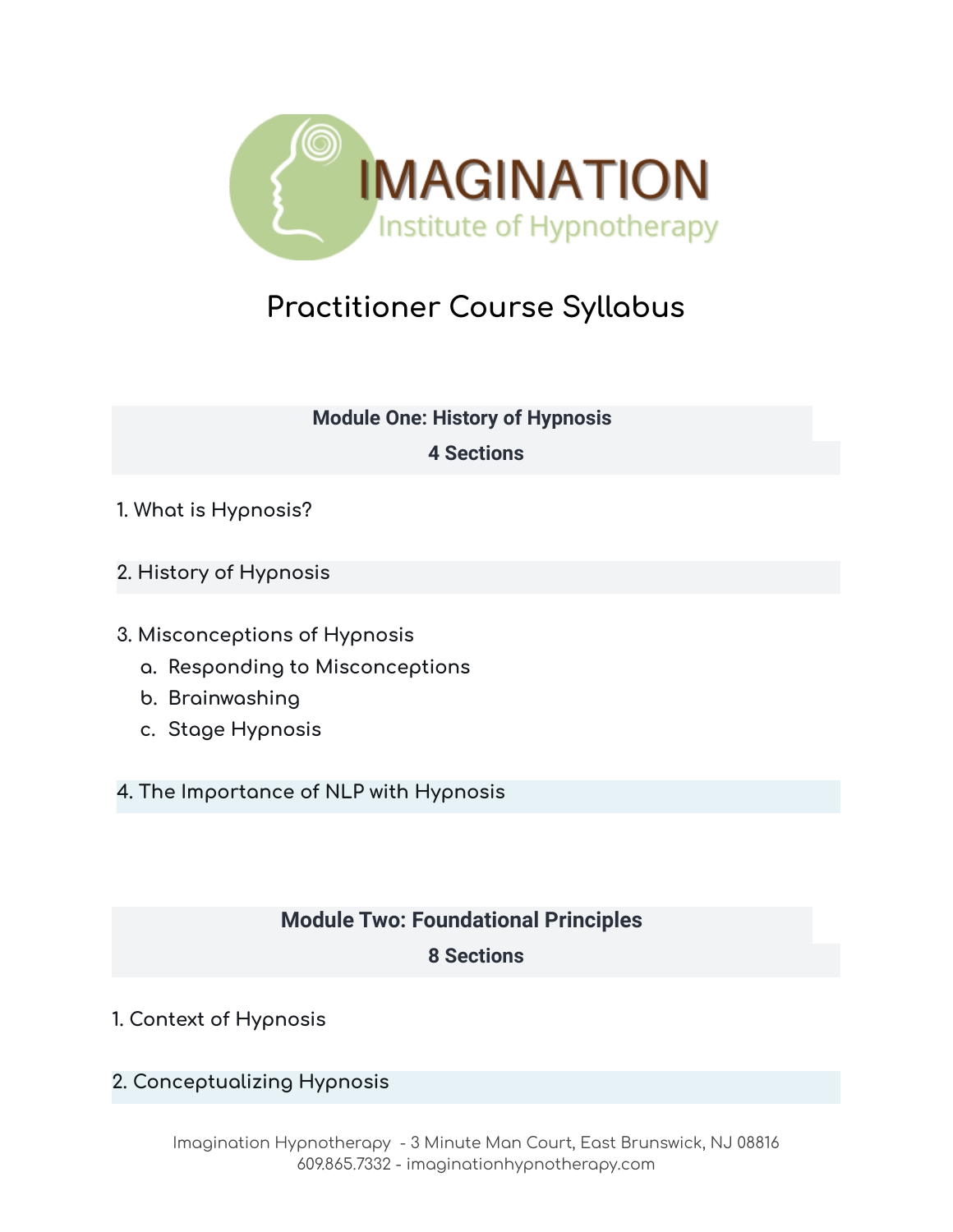IMAGINATION

Institute of Hypnotherapy

# Practitioner Course Syllabus

## Module One: History of Hypnosis

**4 Sections**

1. What is Hypnosis?

2. History of Hypnosis

3. Misconceptions of Hypnosis
   a. Responding to Misconceptions
   b. Brainwashing
   c. Stage Hypnosis

4. The Importance of NLP with Hypnosis

## Module Two: Foundational Principles

**8 Sections**

1. Context of Hypnosis

2. Conceptualizing Hypnosis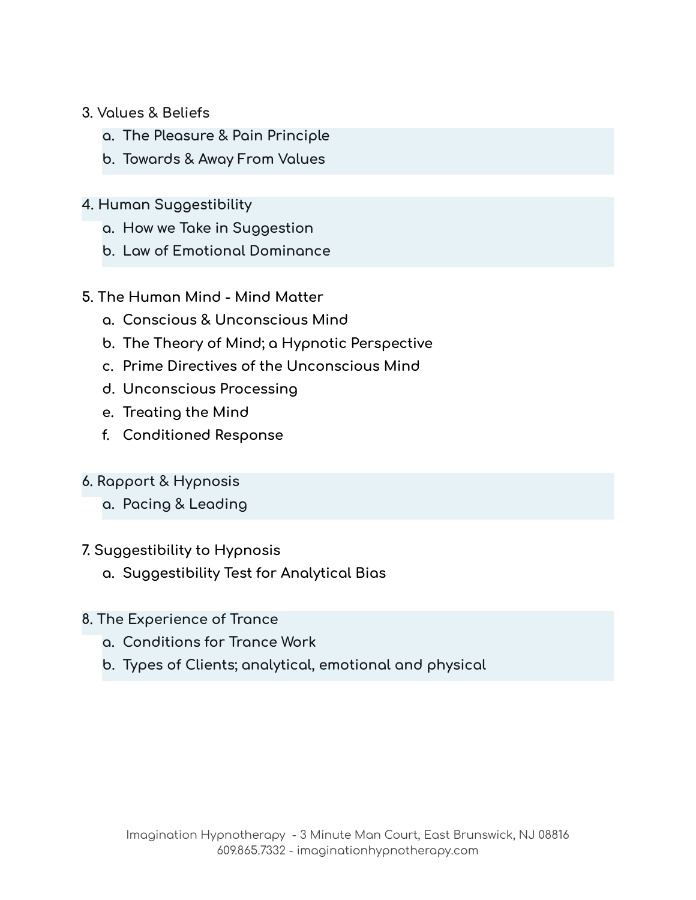3. Values & Beliefs
    a. The Pleasure & Pain Principle
    b. Towards & Away From Values

4. Human Suggestibility
    a. How we Take in Suggestion
    b. Law of Emotional Dominance

5. The Human Mind - Mind Matter
    a. Conscious & Unconscious Mind
    b. The Theory of Mind; a Hypnotic Perspective
    c. Prime Directives of the Unconscious Mind
    d. Unconscious Processing
    e. Treating the Mind
    f. Conditioned Response

6. Rapport & Hypnosis
    a. Pacing & Leading

7. Suggestibility to Hypnosis
    a. Suggestibility Test for Analytical Bias

8. The Experience of Trance
    a. Conditions for Trance Work
    b. Types of Clients; analytical, emotional and physical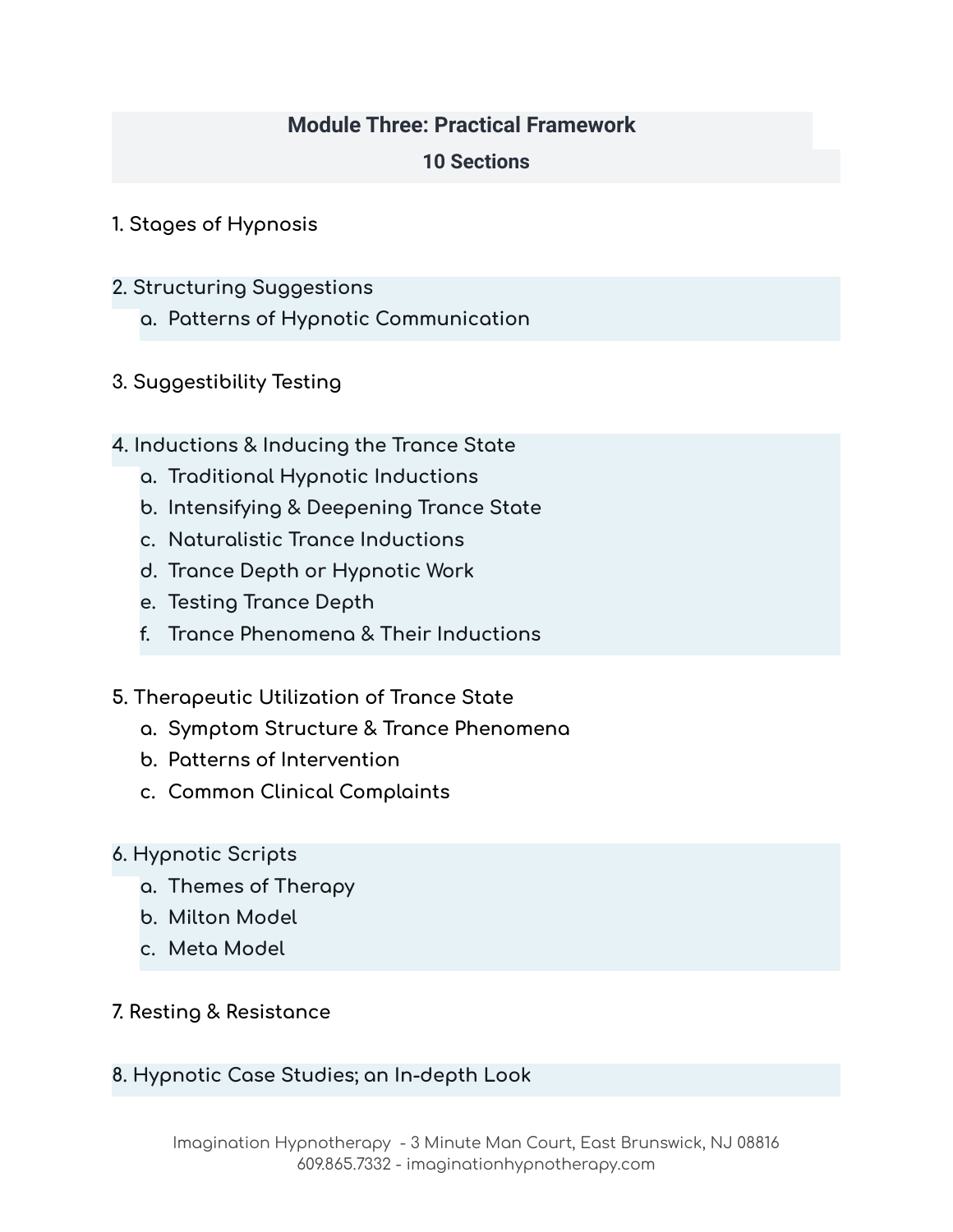# Module Three: Practical Framework

## 10 Sections

1. Stages of Hypnosis

2. Structuring Suggestions
    a. Patterns of Hypnotic Communication

3. Suggestibility Testing

4. Inductions & Inducing the Trance State
    a. Traditional Hypnotic Inductions
    b. Intensifying & Deepening Trance State
    c. Naturalistic Trance Inductions
    d. Trance Depth or Hypnotic Work
    e. Testing Trance Depth
    f. Trance Phenomena & Their Inductions

5. Therapeutic Utilization of Trance State
    a. Symptom Structure & Trance Phenomena
    b. Patterns of Intervention
    c. Common Clinical Complaints

6. Hypnotic Scripts
    a. Themes of Therapy
    b. Milton Model
    c. Meta Model

7. Resting & Resistance

8. Hypnotic Case Studies; an In-depth Look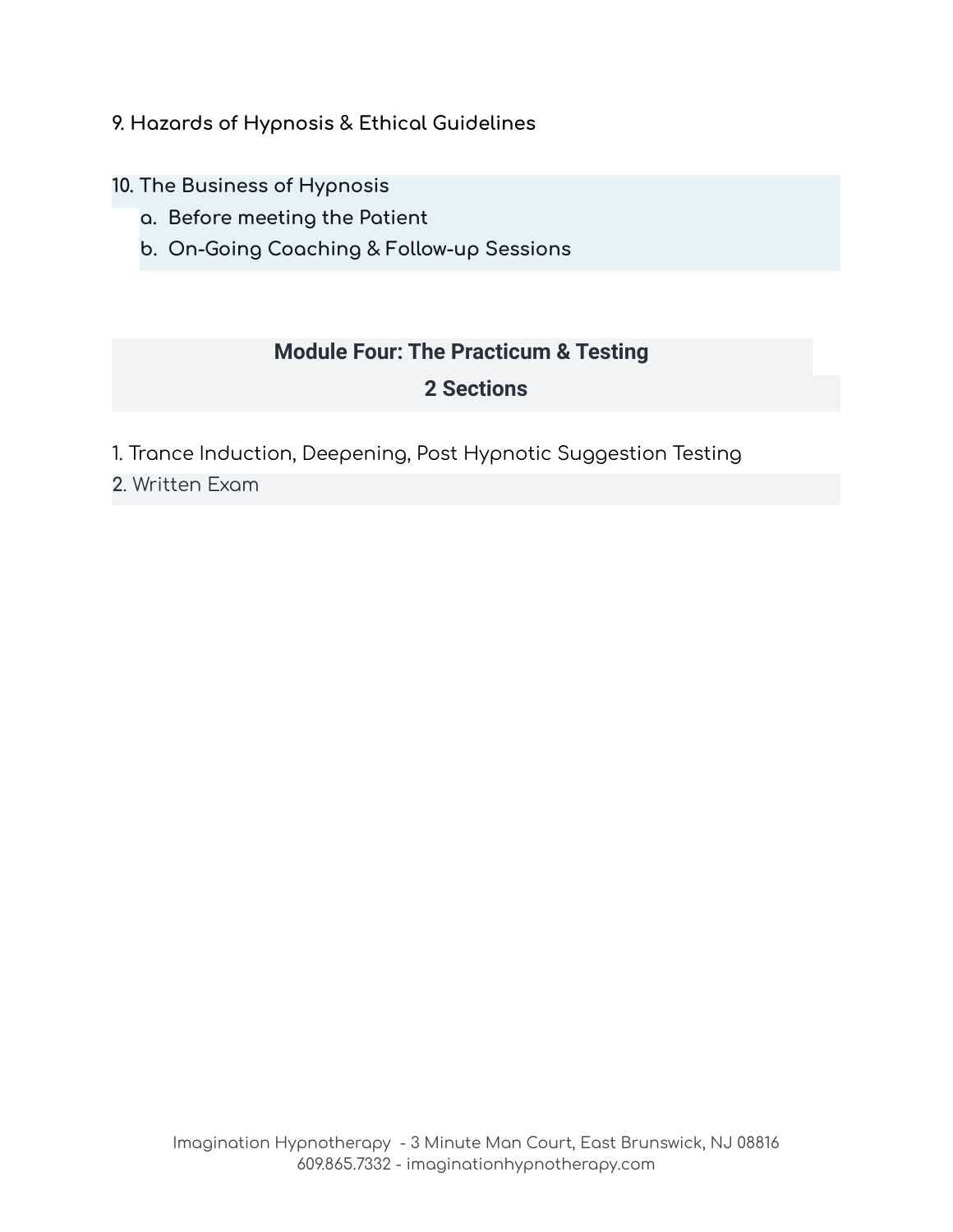**9. Hazards of Hypnosis & Ethical Guidelines**

**10. The Business of Hypnosis**

**a. Before meeting the Patient**

**b. On-Going Coaching & Follow-up Sessions**

## Module Four: The Practicum & Testing

## 2 Sections

1. Trance Induction, Deepening, Post Hypnotic Suggestion Testing
2. Written Exam